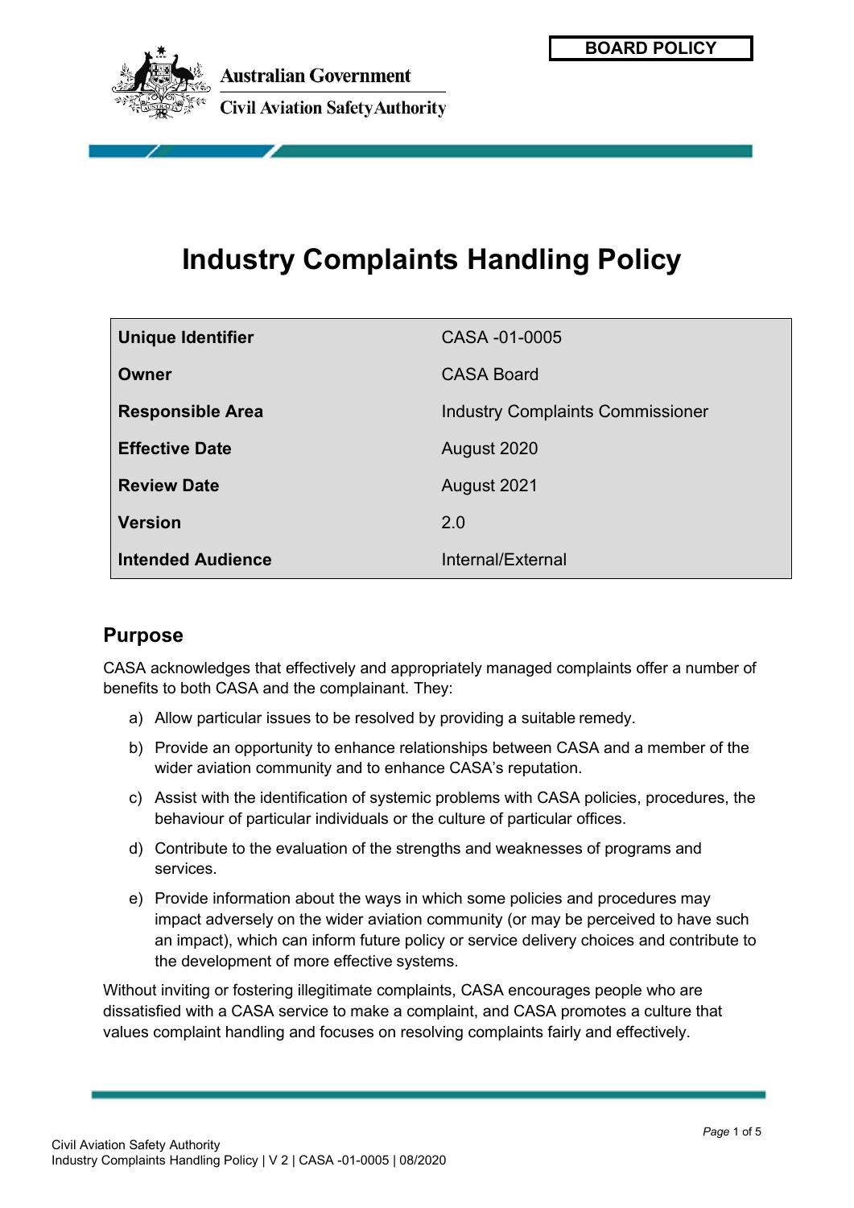BOARD POLICY

Australian Government

Civil Aviation Safety Authority

# Industry Complaints Handling Policy

| | |
|---|---|
| **Unique Identifier** | CASA -01-0005 |
| **Owner** | CASA Board |
| **Responsible Area** | Industry Complaints Commissioner |
| **Effective Date** | August 2020 |
| **Review Date** | August 2021 |
| **Version** | 2.0 |
| **Intended Audience** | Internal/External |

## Purpose

CASA acknowledges that effectively and appropriately managed complaints offer a number of benefits to both CASA and the complainant. They:

a) Allow particular issues to be resolved by providing a suitable remedy.

b) Provide an opportunity to enhance relationships between CASA and a member of the wider aviation community and to enhance CASA's reputation.

c) Assist with the identification of systemic problems with CASA policies, procedures, the behaviour of particular individuals or the culture of particular offices.

d) Contribute to the evaluation of the strengths and weaknesses of programs and services.

e) Provide information about the ways in which some policies and procedures may impact adversely on the wider aviation community (or may be perceived to have such an impact), which can inform future policy or service delivery choices and contribute to the development of more effective systems.

Without inviting or fostering illegitimate complaints, CASA encourages people who are dissatisfied with a CASA service to make a complaint, and CASA promotes a culture that values complaint handling and focuses on resolving complaints fairly and effectively.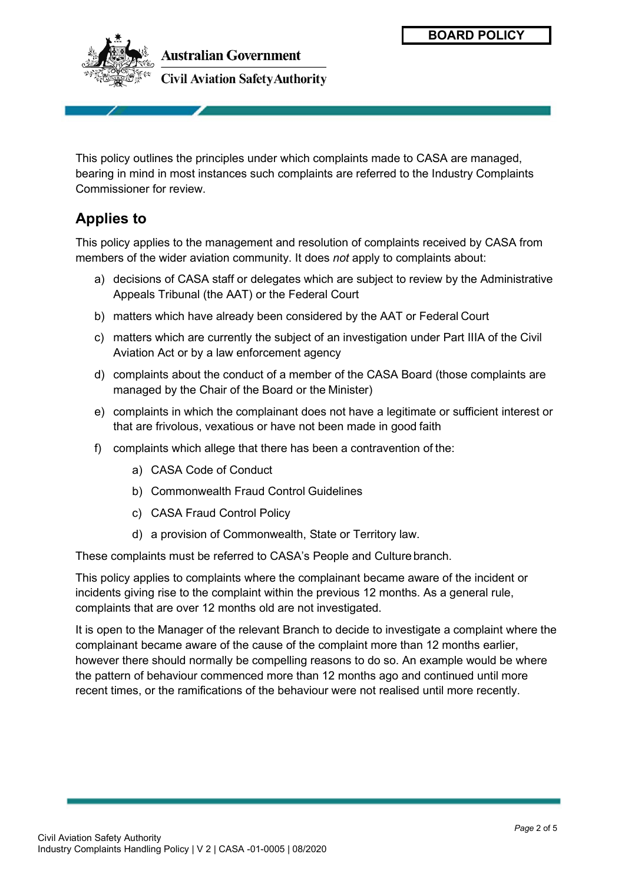This policy outlines the principles under which complaints made to CASA are managed, bearing in mind in most instances such complaints are referred to the Industry Complaints Commissioner for review.

## Applies to

This policy applies to the management and resolution of complaints received by CASA from members of the wider aviation community. It does *not* apply to complaints about:

a) decisions of CASA staff or delegates which are subject to review by the Administrative Appeals Tribunal (the AAT) or the Federal Court

b) matters which have already been considered by the AAT or Federal Court

c) matters which are currently the subject of an investigation under Part IIIA of the Civil Aviation Act or by a law enforcement agency

d) complaints about the conduct of a member of the CASA Board (those complaints are managed by the Chair of the Board or the Minister)

e) complaints in which the complainant does not have a legitimate or sufficient interest or that are frivolous, vexatious or have not been made in good faith

f) complaints which allege that there has been a contravention of the:

   a) CASA Code of Conduct

   b) Commonwealth Fraud Control Guidelines

   c) CASA Fraud Control Policy

   d) a provision of Commonwealth, State or Territory law.

These complaints must be referred to CASA's People and Culture branch.

This policy applies to complaints where the complainant became aware of the incident or incidents giving rise to the complaint within the previous 12 months. As a general rule, complaints that are over 12 months old are not investigated.

It is open to the Manager of the relevant Branch to decide to investigate a complaint where the complainant became aware of the cause of the complaint more than 12 months earlier, however there should normally be compelling reasons to do so. An example would be where the pattern of behaviour commenced more than 12 months ago and continued until more recent times, or the ramifications of the behaviour were not realised until more recently.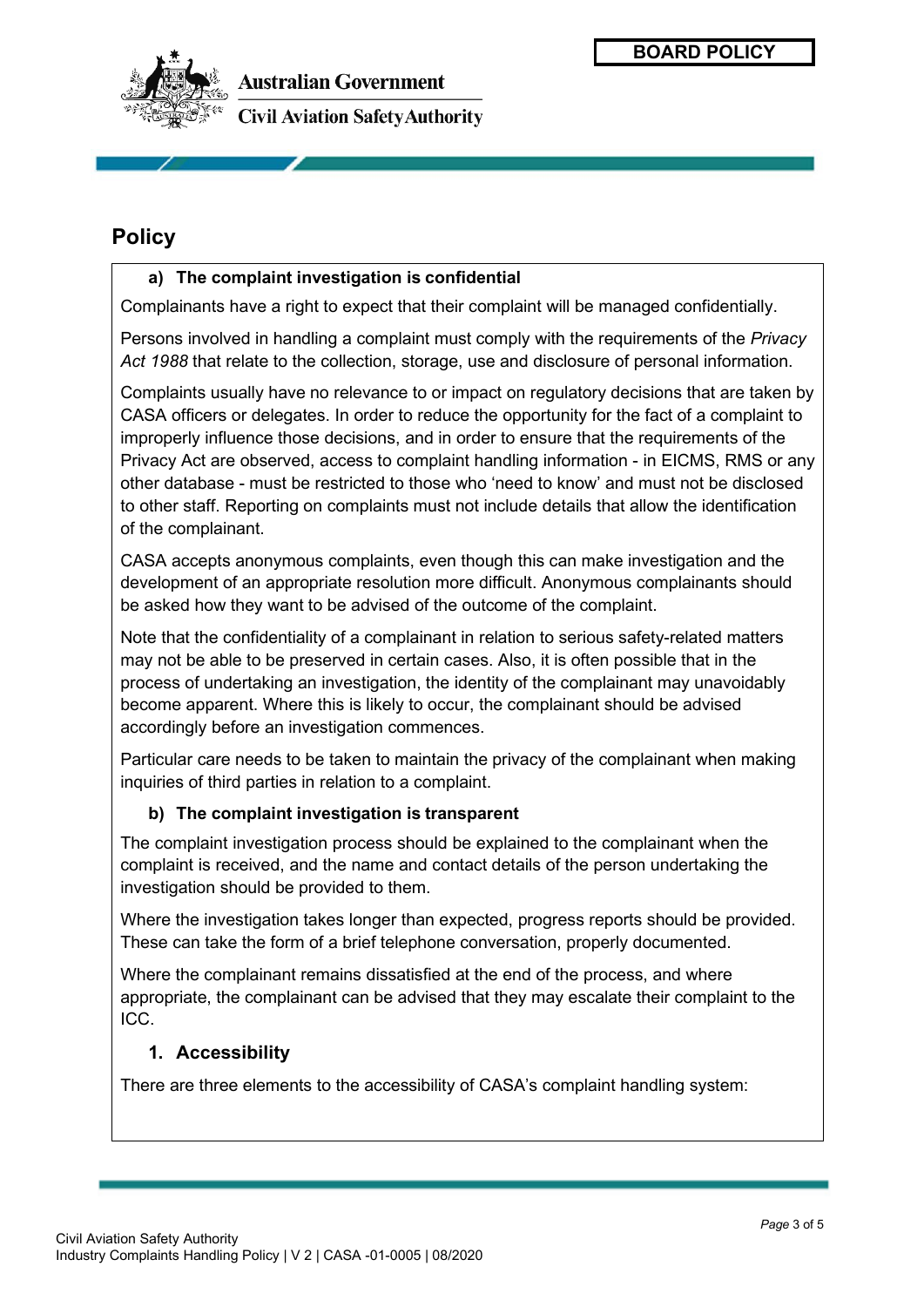## Policy

### a) The complaint investigation is confidential

Complainants have a right to expect that their complaint will be managed confidentially.

Persons involved in handling a complaint must comply with the requirements of the *Privacy Act 1988* that relate to the collection, storage, use and disclosure of personal information.

Complaints usually have no relevance to or impact on regulatory decisions that are taken by CASA officers or delegates. In order to reduce the opportunity for the fact of a complaint to improperly influence those decisions, and in order to ensure that the requirements of the Privacy Act are observed, access to complaint handling information - in EICMS, RMS or any other database - must be restricted to those who 'need to know' and must not be disclosed to other staff. Reporting on complaints must not include details that allow the identification of the complainant.

CASA accepts anonymous complaints, even though this can make investigation and the development of an appropriate resolution more difficult. Anonymous complainants should be asked how they want to be advised of the outcome of the complaint.

Note that the confidentiality of a complainant in relation to serious safety-related matters may not be able to be preserved in certain cases. Also, it is often possible that in the process of undertaking an investigation, the identity of the complainant may unavoidably become apparent. Where this is likely to occur, the complainant should be advised accordingly before an investigation commences.

Particular care needs to be taken to maintain the privacy of the complainant when making inquiries of third parties in relation to a complaint.

### b) The complaint investigation is transparent

The complaint investigation process should be explained to the complainant when the complaint is received, and the name and contact details of the person undertaking the investigation should be provided to them.

Where the investigation takes longer than expected, progress reports should be provided. These can take the form of a brief telephone conversation, properly documented.

Where the complainant remains dissatisfied at the end of the process, and where appropriate, the complainant can be advised that they may escalate their complaint to the ICC.

### 1. Accessibility

There are three elements to the accessibility of CASA's complaint handling system: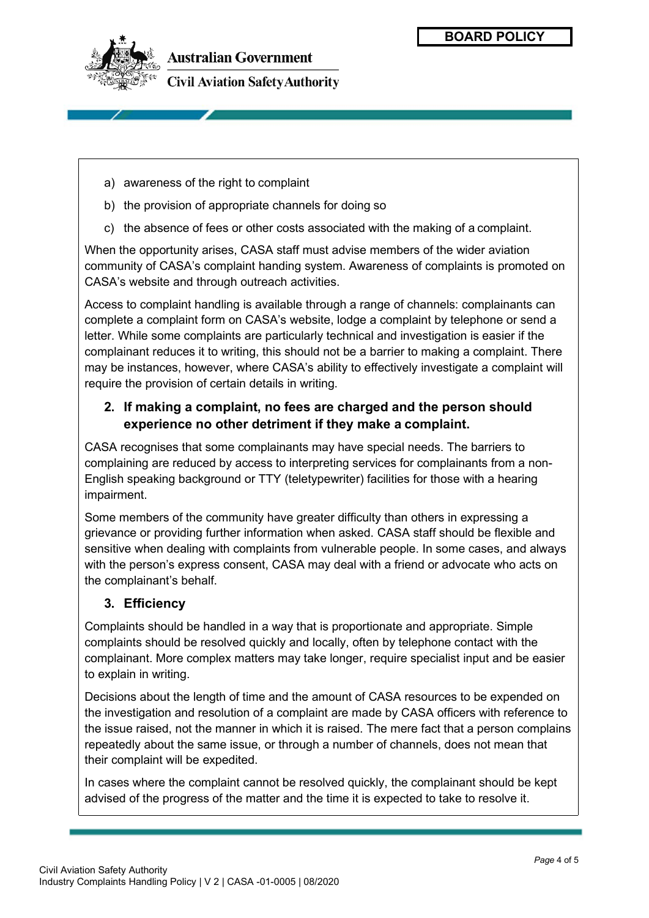a) awareness of the right to complaint

b) the provision of appropriate channels for doing so

c) the absence of fees or other costs associated with the making of a complaint.

When the opportunity arises, CASA staff must advise members of the wider aviation community of CASA's complaint handing system. Awareness of complaints is promoted on CASA's website and through outreach activities.

Access to complaint handling is available through a range of channels: complainants can complete a complaint form on CASA's website, lodge a complaint by telephone or send a letter. While some complaints are particularly technical and investigation is easier if the complainant reduces it to writing, this should not be a barrier to making a complaint. There may be instances, however, where CASA's ability to effectively investigate a complaint will require the provision of certain details in writing.

### 2. If making a complaint, no fees are charged and the person should experience no other detriment if they make a complaint.

CASA recognises that some complainants may have special needs. The barriers to complaining are reduced by access to interpreting services for complainants from a non-English speaking background or TTY (teletypewriter) facilities for those with a hearing impairment.

Some members of the community have greater difficulty than others in expressing a grievance or providing further information when asked. CASA staff should be flexible and sensitive when dealing with complaints from vulnerable people. In some cases, and always with the person's express consent, CASA may deal with a friend or advocate who acts on the complainant's behalf.

### 3. Efficiency

Complaints should be handled in a way that is proportionate and appropriate. Simple complaints should be resolved quickly and locally, often by telephone contact with the complainant. More complex matters may take longer, require specialist input and be easier to explain in writing.

Decisions about the length of time and the amount of CASA resources to be expended on the investigation and resolution of a complaint are made by CASA officers with reference to the issue raised, not the manner in which it is raised. The mere fact that a person complains repeatedly about the same issue, or through a number of channels, does not mean that their complaint will be expedited.

In cases where the complaint cannot be resolved quickly, the complainant should be kept advised of the progress of the matter and the time it is expected to take to resolve it.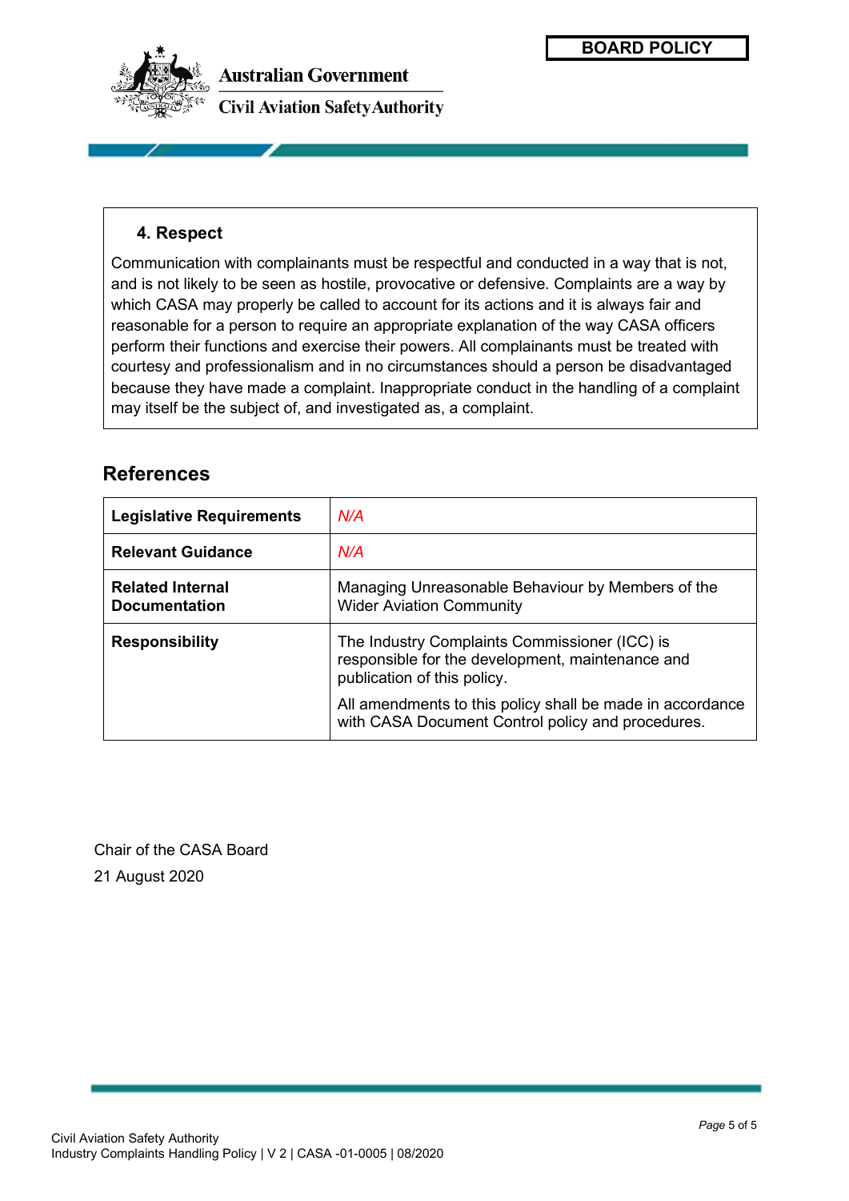### 4. Respect

Communication with complainants must be respectful and conducted in a way that is not, and is not likely to be seen as hostile, provocative or defensive. Complaints are a way by which CASA may properly be called to account for its actions and it is always fair and reasonable for a person to require an appropriate explanation of the way CASA officers perform their functions and exercise their powers. All complainants must be treated with courtesy and professionalism and in no circumstances should a person be disadvantaged because they have made a complaint. Inappropriate conduct in the handling of a complaint may itself be the subject of, and investigated as, a complaint.

## References

| | |
|---|---|
| **Legislative Requirements** | *N/A* |
| **Relevant Guidance** | *N/A* |
| **Related Internal Documentation** | Managing Unreasonable Behaviour by Members of the Wider Aviation Community |
| **Responsibility** | The Industry Complaints Commissioner (ICC) is responsible for the development, maintenance and publication of this policy. All amendments to this policy shall be made in accordance with CASA Document Control policy and procedures. |

Chair of the CASA Board

21 August 2020